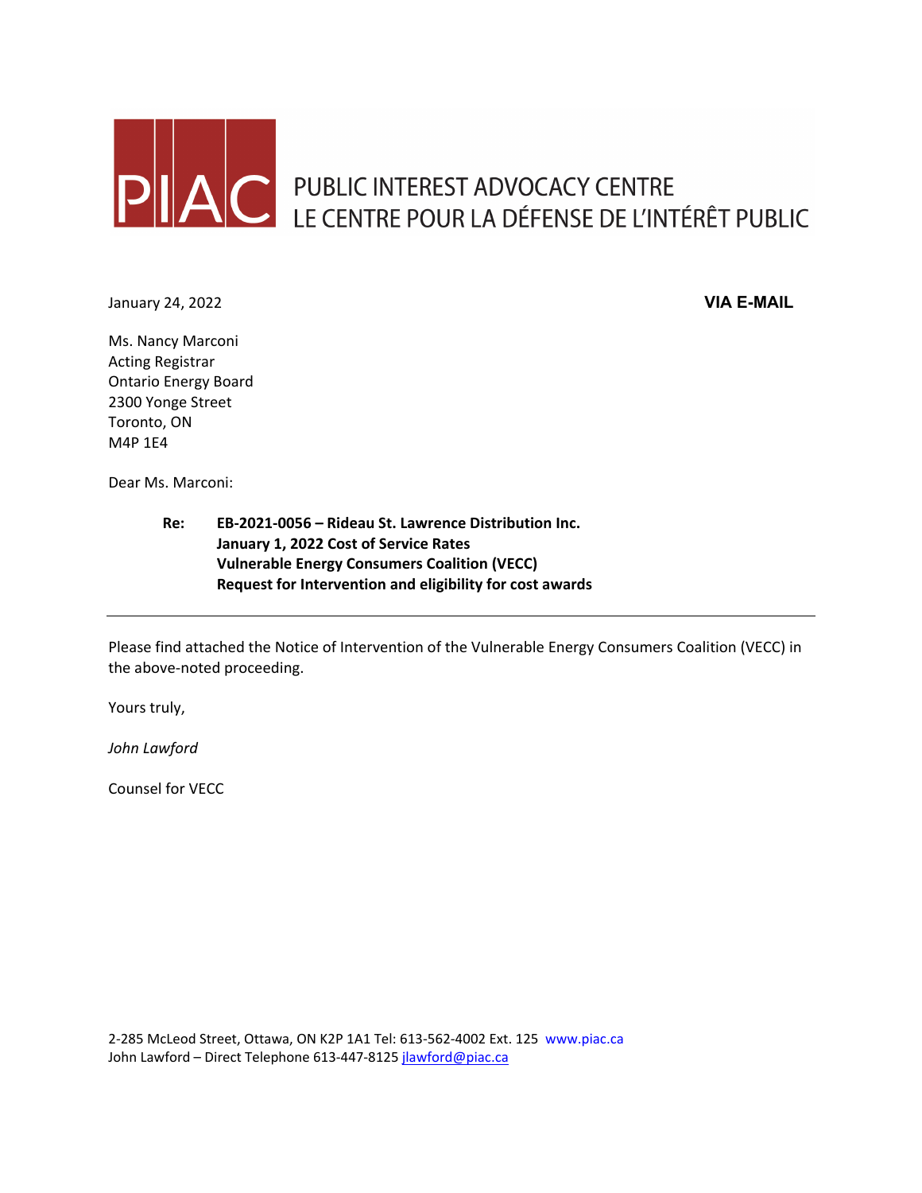PIAC PUBLIC INTEREST ADVOCACY CENTRE
LE CENTRE POUR LA DÉFENSE DE L'INTÉRÊT PUBLIC

January 24, 2022 **VIA E-MAIL**

Ms. Nancy Marconi
Acting Registrar
Ontario Energy Board
2300 Yonge Street
Toronto, ON
M4P 1E4

Dear Ms. Marconi:

**Re: EB-2021-0056 – Rideau St. Lawrence Distribution Inc.**
**January 1, 2022 Cost of Service Rates**
**Vulnerable Energy Consumers Coalition (VECC)**
**Request for Intervention and eligibility for cost awards**

---

Please find attached the Notice of Intervention of the Vulnerable Energy Consumers Coalition (VECC) in the above-noted proceeding.

Yours truly,

*John Lawford*

Counsel for VECC

2-285 McLeod Street, Ottawa, ON K2P 1A1 Tel: 613-562-4002 Ext. 125 www.piac.ca
John Lawford – Direct Telephone 613-447-8125 jlawford@piac.ca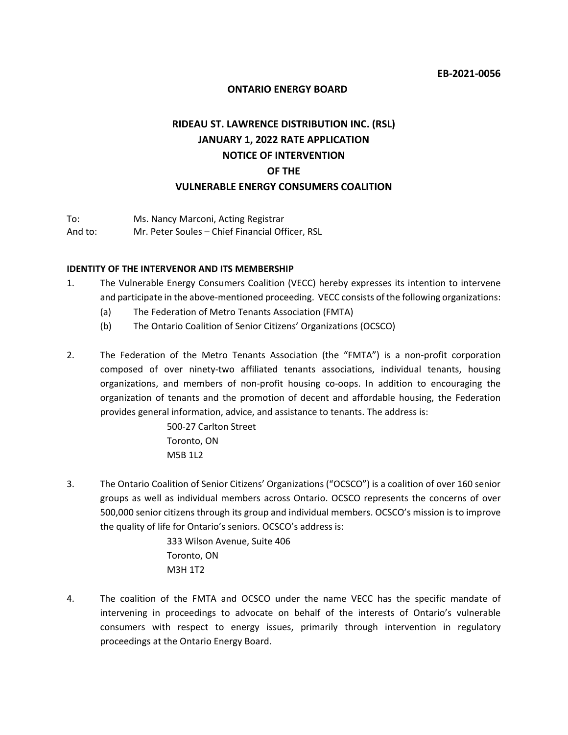**EB-2021-0056**

**ONTARIO ENERGY BOARD**

**RIDEAU ST. LAWRENCE DISTRIBUTION INC. (RSL)**
**JANUARY 1, 2022 RATE APPLICATION**
**NOTICE OF INTERVENTION**
**OF THE**
**VULNERABLE ENERGY CONSUMERS COALITION**

To: Ms. Nancy Marconi, Acting Registrar
And to: Mr. Peter Soules – Chief Financial Officer, RSL

**IDENTITY OF THE INTERVENOR AND ITS MEMBERSHIP**

1. The Vulnerable Energy Consumers Coalition (VECC) hereby expresses its intention to intervene and participate in the above-mentioned proceeding. VECC consists of the following organizations:
   (a) The Federation of Metro Tenants Association (FMTA)
   (b) The Ontario Coalition of Senior Citizens' Organizations (OCSCO)

2. The Federation of the Metro Tenants Association (the "FMTA") is a non-profit corporation composed of over ninety-two affiliated tenants associations, individual tenants, housing organizations, and members of non-profit housing co-oops. In addition to encouraging the organization of tenants and the promotion of decent and affordable housing, the Federation provides general information, advice, and assistance to tenants. The address is:

   500-27 Carlton Street
   Toronto, ON
   M5B 1L2

3. The Ontario Coalition of Senior Citizens' Organizations ("OCSCO") is a coalition of over 160 senior groups as well as individual members across Ontario. OCSCO represents the concerns of over 500,000 senior citizens through its group and individual members. OCSCO's mission is to improve the quality of life for Ontario's seniors. OCSCO's address is:

   333 Wilson Avenue, Suite 406
   Toronto, ON
   M3H 1T2

4. The coalition of the FMTA and OCSCO under the name VECC has the specific mandate of intervening in proceedings to advocate on behalf of the interests of Ontario's vulnerable consumers with respect to energy issues, primarily through intervention in regulatory proceedings at the Ontario Energy Board.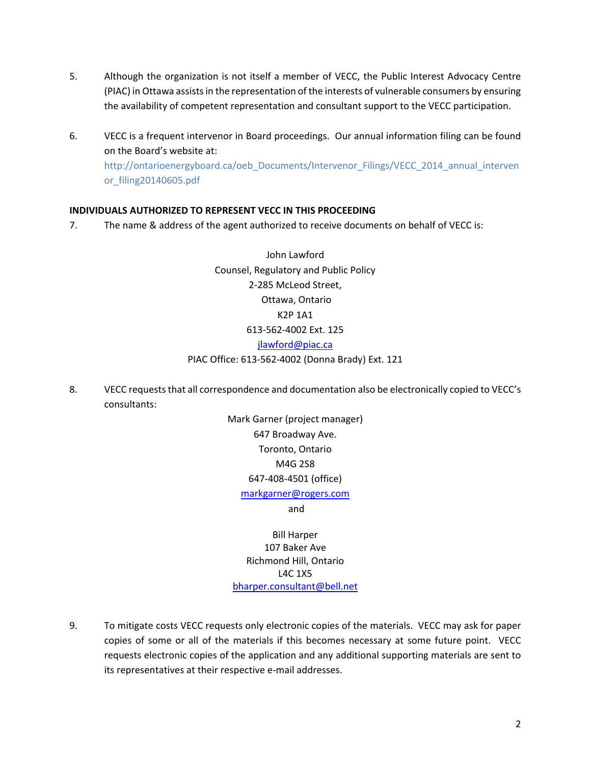5. Although the organization is not itself a member of VECC, the Public Interest Advocacy Centre (PIAC) in Ottawa assists in the representation of the interests of vulnerable consumers by ensuring the availability of competent representation and consultant support to the VECC participation.

6. VECC is a frequent intervenor in Board proceedings. Our annual information filing can be found on the Board's website at: http://ontarioenergyboard.ca/oeb_Documents/Intervenor_Filings/VECC_2014_annual_intervenor_filing20140605.pdf

**INDIVIDUALS AUTHORIZED TO REPRESENT VECC IN THIS PROCEEDING**

7. The name & address of the agent authorized to receive documents on behalf of VECC is:

John Lawford
Counsel, Regulatory and Public Policy
2-285 McLeod Street,
Ottawa, Ontario
K2P 1A1
613-562-4002 Ext. 125
jlawford@piac.ca
PIAC Office: 613-562-4002 (Donna Brady) Ext. 121

8. VECC requests that all correspondence and documentation also be electronically copied to VECC's consultants:

Mark Garner (project manager)
647 Broadway Ave.
Toronto, Ontario
M4G 2S8
647-408-4501 (office)
markgarner@rogers.com

and

Bill Harper
107 Baker Ave
Richmond Hill, Ontario
L4C 1X5
bharper.consultant@bell.net

9. To mitigate costs VECC requests only electronic copies of the materials. VECC may ask for paper copies of some or all of the materials if this becomes necessary at some future point. VECC requests electronic copies of the application and any additional supporting materials are sent to its representatives at their respective e-mail addresses.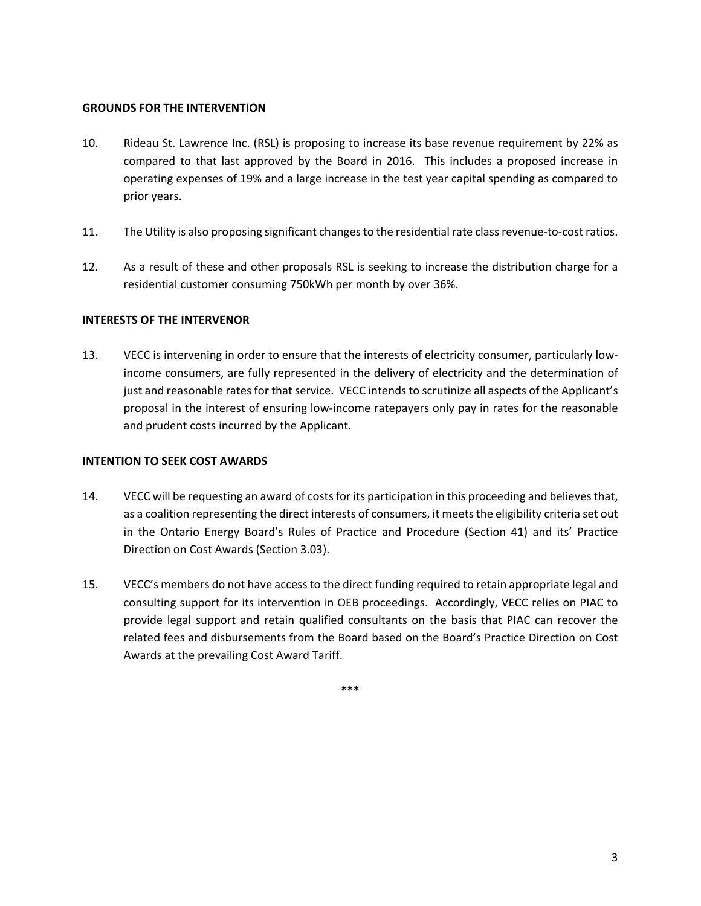**GROUNDS FOR THE INTERVENTION**

10. Rideau St. Lawrence Inc. (RSL) is proposing to increase its base revenue requirement by 22% as compared to that last approved by the Board in 2016. This includes a proposed increase in operating expenses of 19% and a large increase in the test year capital spending as compared to prior years.

11. The Utility is also proposing significant changes to the residential rate class revenue-to-cost ratios.

12. As a result of these and other proposals RSL is seeking to increase the distribution charge for a residential customer consuming 750kWh per month by over 36%.

**INTERESTS OF THE INTERVENOR**

13. VECC is intervening in order to ensure that the interests of electricity consumer, particularly low-income consumers, are fully represented in the delivery of electricity and the determination of just and reasonable rates for that service. VECC intends to scrutinize all aspects of the Applicant's proposal in the interest of ensuring low-income ratepayers only pay in rates for the reasonable and prudent costs incurred by the Applicant.

**INTENTION TO SEEK COST AWARDS**

14. VECC will be requesting an award of costs for its participation in this proceeding and believes that, as a coalition representing the direct interests of consumers, it meets the eligibility criteria set out in the Ontario Energy Board's Rules of Practice and Procedure (Section 41) and its' Practice Direction on Cost Awards (Section 3.03).

15. VECC's members do not have access to the direct funding required to retain appropriate legal and consulting support for its intervention in OEB proceedings. Accordingly, VECC relies on PIAC to provide legal support and retain qualified consultants on the basis that PIAC can recover the related fees and disbursements from the Board based on the Board's Practice Direction on Cost Awards at the prevailing Cost Award Tariff.

***